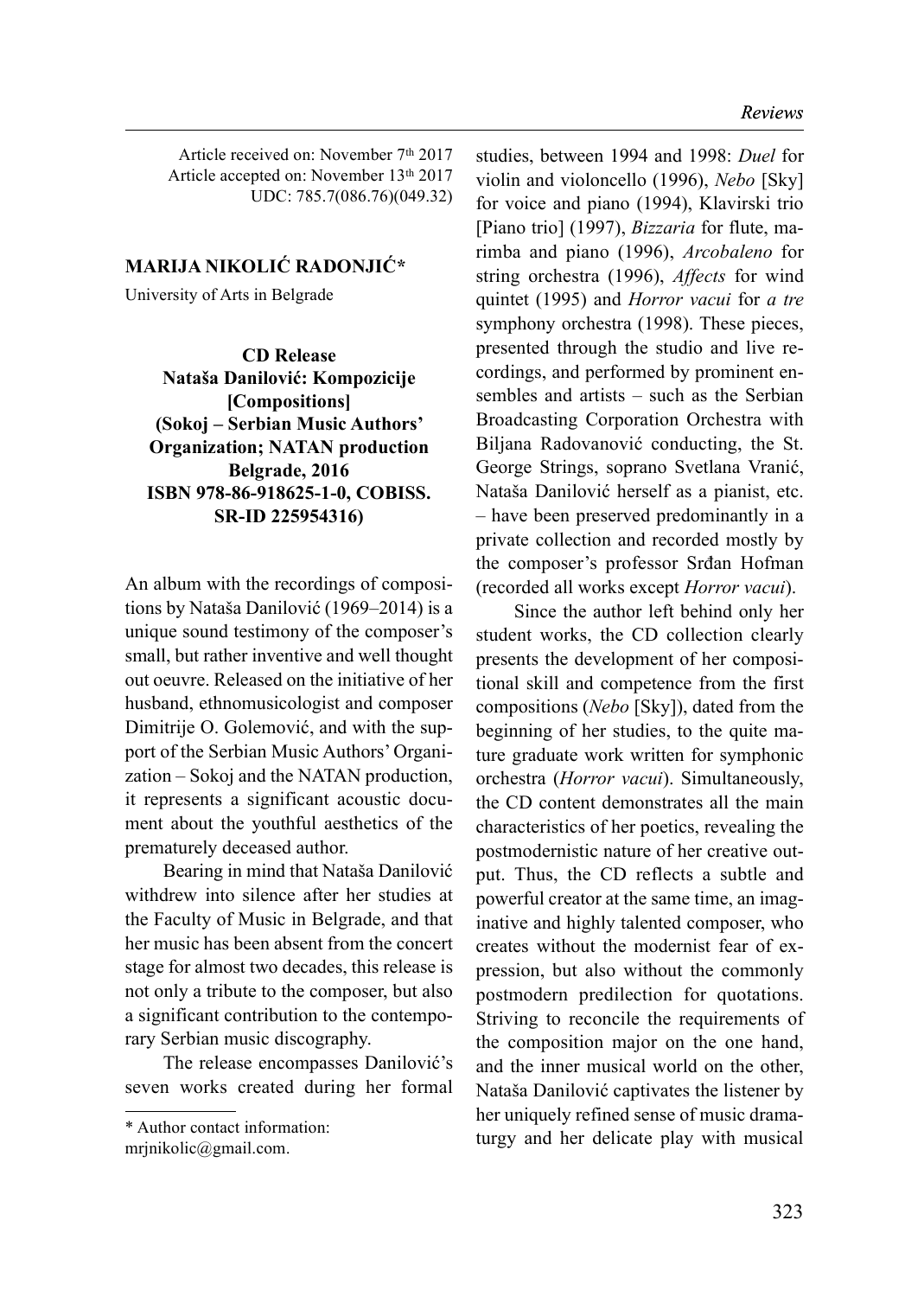Article received on: November 7th 2017
Article accepted on: November 13th 2017
UDC: 785.7(086.76)(049.32)

**MARIJA NIKOLIĆ RADONJIĆ***

University of Arts in Belgrade

**CD Release**
**Nataša Danilović: Kompozicije [Compositions]**
**(Sokoj – Serbian Music Authors' Organization; NATAN production Belgrade, 2016**
**ISBN 978-86-918625-1-0, COBISS. SR-ID 225954316)**

An album with the recordings of compositions by Nataša Danilović (1969–2014) is a unique sound testimony of the composer's small, but rather inventive and well thought out oeuvre. Released on the initiative of her husband, ethnomusicologist and composer Dimitrije O. Golemović, and with the support of the Serbian Music Authors' Organization – Sokoj and the NATAN production, it represents a significant acoustic document about the youthful aesthetics of the prematurely deceased author.

Bearing in mind that Nataša Danilović withdrew into silence after her studies at the Faculty of Music in Belgrade, and that her music has been absent from the concert stage for almost two decades, this release is not only a tribute to the composer, but also a significant contribution to the contemporary Serbian music discography.

The release encompasses Danilović's seven works created during her formal studies, between 1994 and 1998: *Duel* for violin and violoncello (1996), *Nebo* [Sky] for voice and piano (1994), Klavirski trio [Piano trio] (1997), *Bizzaria* for flute, marimba and piano (1996), *Arcobaleno* for string orchestra (1996), *Affects* for wind quintet (1995) and *Horror vacui* for *a tre* symphony orchestra (1998). These pieces, presented through the studio and live recordings, and performed by prominent ensembles and artists – such as the Serbian Broadcasting Corporation Orchestra with Biljana Radovanović conducting, the St. George Strings, soprano Svetlana Vranić, Nataša Danilović herself as a pianist, etc. – have been preserved predominantly in a private collection and recorded mostly by the composer's professor Srđan Hofman (recorded all works except *Horror vacui*).

Since the author left behind only her student works, the CD collection clearly presents the development of her compositional skill and competence from the first compositions (*Nebo* [Sky]), dated from the beginning of her studies, to the quite mature graduate work written for symphonic orchestra (*Horror vacui*). Simultaneously, the CD content demonstrates all the main characteristics of her poetics, revealing the postmodernistic nature of her creative output. Thus, the CD reflects a subtle and powerful creator at the same time, an imaginative and highly talented composer, who creates without the modernist fear of expression, but also without the commonly postmodern predilection for quotations. Striving to reconcile the requirements of the composition major on the one hand, and the inner musical world on the other, Nataša Danilović captivates the listener by her uniquely refined sense of music dramaturgy and her delicate play with musical

---

* Author contact information: mrjnikolic@gmail.com.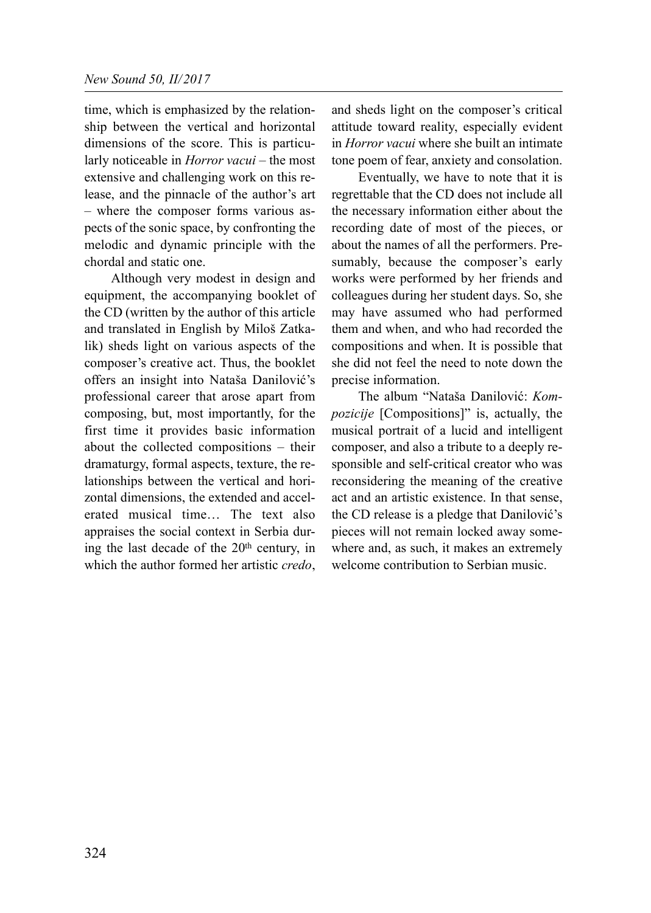time, which is emphasized by the relationship between the vertical and horizontal dimensions of the score. This is particularly noticeable in *Horror vacui* – the most extensive and challenging work on this release, and the pinnacle of the author's art – where the composer forms various aspects of the sonic space, by confronting the melodic and dynamic principle with the chordal and static one.

Although very modest in design and equipment, the accompanying booklet of the CD (written by the author of this article and translated in English by Miloš Zatkalik) sheds light on various aspects of the composer's creative act. Thus, the booklet offers an insight into Nataša Danilović's professional career that arose apart from composing, but, most importantly, for the first time it provides basic information about the collected compositions – their dramaturgy, formal aspects, texture, the relationships between the vertical and horizontal dimensions, the extended and accelerated musical time… The text also appraises the social context in Serbia during the last decade of the 20th century, in which the author formed her artistic *credo*, and sheds light on the composer's critical attitude toward reality, especially evident in *Horror vacui* where she built an intimate tone poem of fear, anxiety and consolation.

Eventually, we have to note that it is regrettable that the CD does not include all the necessary information either about the recording date of most of the pieces, or about the names of all the performers. Presumably, because the composer's early works were performed by her friends and colleagues during her student days. So, she may have assumed who had performed them and when, and who had recorded the compositions and when. It is possible that she did not feel the need to note down the precise information.

The album "Nataša Danilović: *Kompozicije* [Compositions]" is, actually, the musical portrait of a lucid and intelligent composer, and also a tribute to a deeply responsible and self-critical creator who was reconsidering the meaning of the creative act and an artistic existence. In that sense, the CD release is a pledge that Danilović's pieces will not remain locked away somewhere and, as such, it makes an extremely welcome contribution to Serbian music.